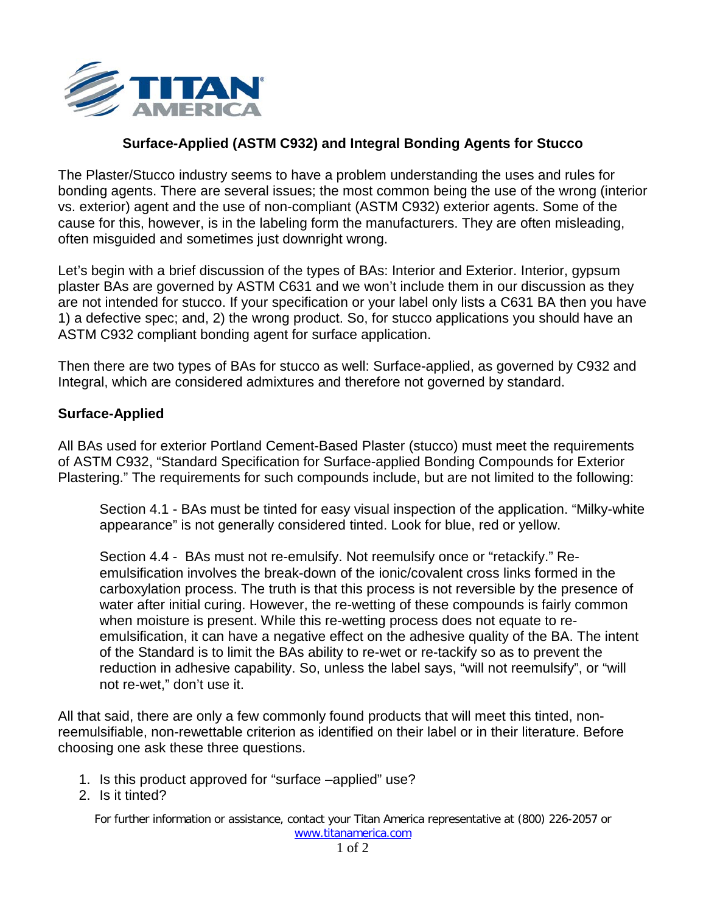## Surface-Applied (ASTM C932) and Integral Bonding Agents for Stucco

The Plaster/Stucco industry seems to have a problem understanding the uses and rules for bonding agents. There are several issues; the most common being the use of the wrong (interior vs. exterior) agent and the use of non-compliant (ASTM C932) exterior agents. Some of the cause for this, however, is in the labeling form the manufacturers. They are often misleading, often misguided and sometimes just downright wrong.

Let's begin with a brief discussion of the types of BAs: Interior and Exterior. Interior, gypsum plaster BAs are governed by ASTM C631 and we won't include them in our discussion as they are not intended for stucco. If your specification or your label only lists a C631 BA then you have 1) a defective spec; and, 2) the wrong product. So, for stucco applications you should have an ASTM C932 compliant bonding agent for surface application.

Then there are two types of BAs for stucco as well: Surface-applied, as governed by C932 and Integral, which are considered admixtures and therefore not governed by standard.

### Surface-Applied

All BAs used for exterior Portland Cement-Based Plaster (stucco) must meet the requirements of ASTM C932, "Standard Specification for Surface-applied Bonding Compounds for Exterior Plastering." The requirements for such compounds include, but are not limited to the following:

> Section 4.1 - BAs must be tinted for easy visual inspection of the application. "Milky-white appearance" is not generally considered tinted. Look for blue, red or yellow.
>
> Section 4.4 - BAs must not re-emulsify. Not reemulsify once or "retackify." Re-emulsification involves the break-down of the ionic/covalent cross links formed in the carboxylation process. The truth is that this process is not reversible by the presence of water after initial curing. However, the re-wetting of these compounds is fairly common when moisture is present. While this re-wetting process does not equate to re-emulsification, it can have a negative effect on the adhesive quality of the BA. The intent of the Standard is to limit the BAs ability to re-wet or re-tackify so as to prevent the reduction in adhesive capability. So, unless the label says, "will not reemulsify", or "will not re-wet," don't use it.

All that said, there are only a few commonly found products that will meet this tinted, non-reemulsifiable, non-rewettable criterion as identified on their label or in their literature. Before choosing one ask these three questions.

1. Is this product approved for "surface –applied" use?
2. Is it tinted?

For further information or assistance, contact your Titan America representative at (800) 226-2057 or www.titanamerica.com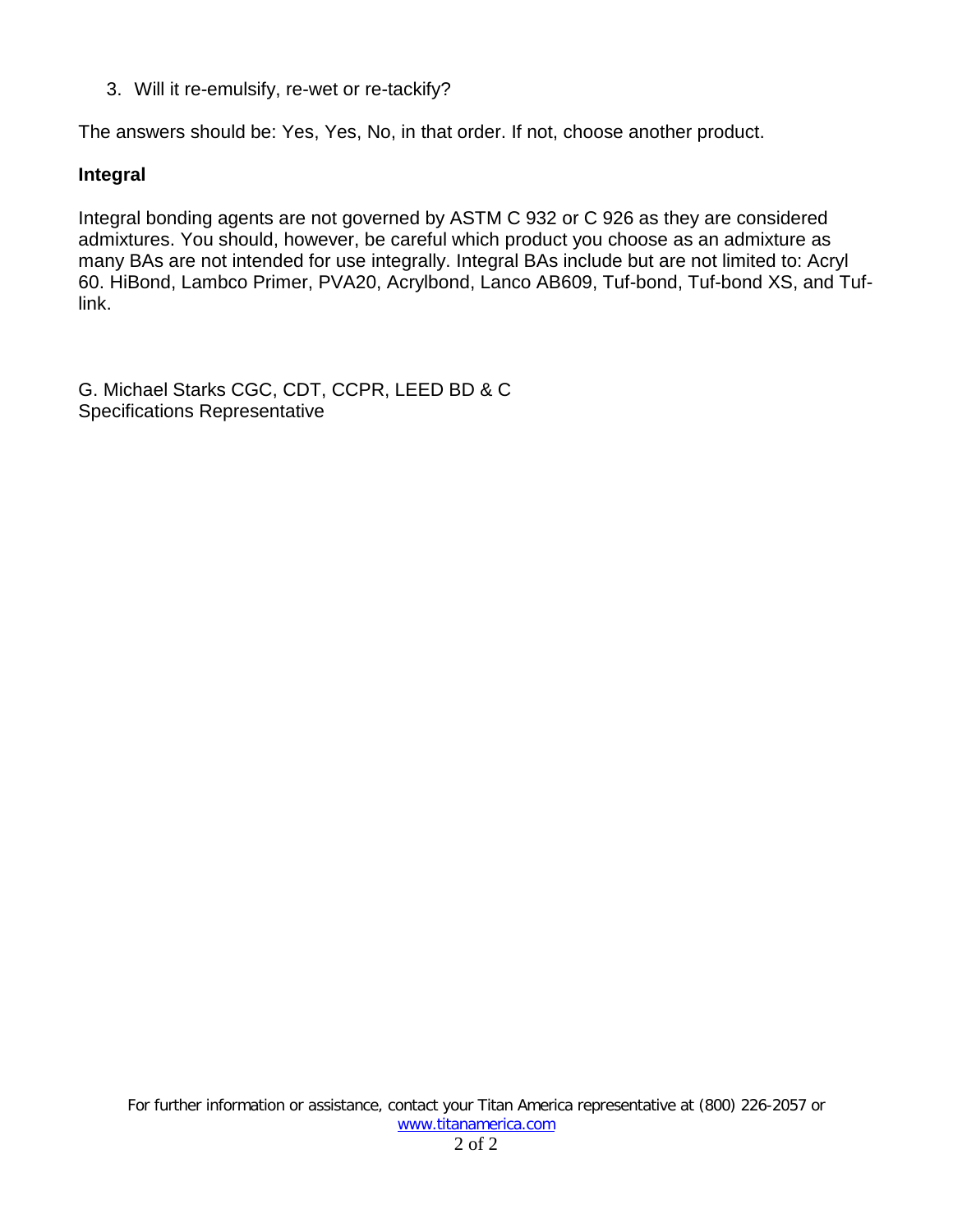3. Will it re-emulsify, re-wet or re-tackify?

The answers should be: Yes, Yes, No, in that order. If not, choose another product.

**Integral**

Integral bonding agents are not governed by ASTM C 932 or C 926 as they are considered admixtures. You should, however, be careful which product you choose as an admixture as many BAs are not intended for use integrally. Integral BAs include but are not limited to: Acryl 60. HiBond, Lambco Primer, PVA20, Acrylbond, Lanco AB609, Tuf-bond, Tuf-bond XS, and Tuf-link.

G. Michael Starks CGC, CDT, CCPR, LEED BD & C
Specifications Representative

For further information or assistance, contact your Titan America representative at (800) 226-2057 or www.titanamerica.com